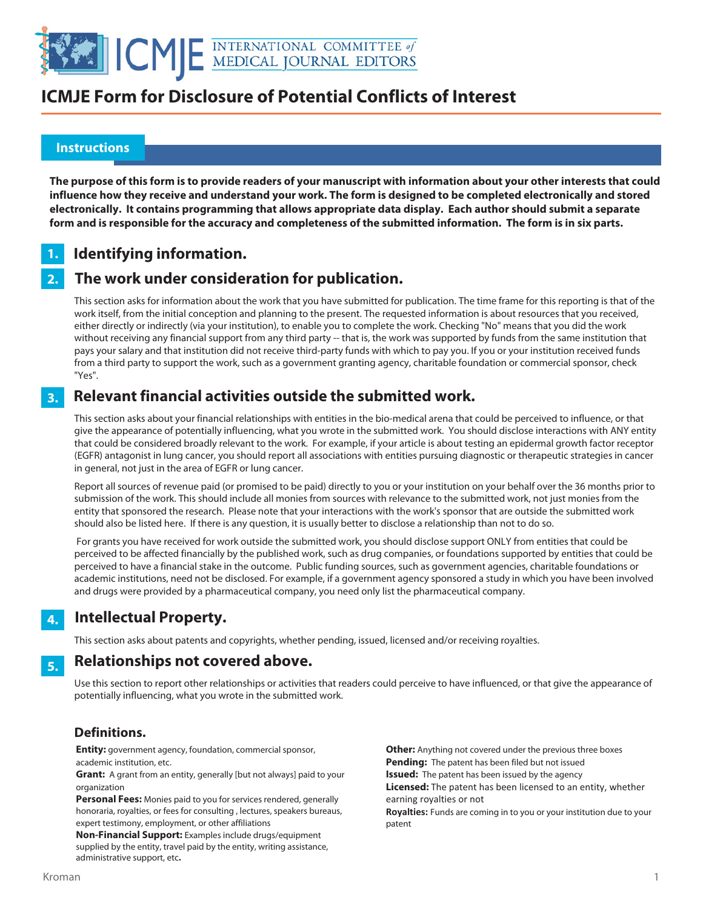# ICMJE Form for Disclosure of Potential Conflicts of Interest

## Instructions

**The purpose of this form is to provide readers of your manuscript with information about your other interests that could influence how they receive and understand your work. The form is designed to be completed electronically and stored electronically. It contains programming that allows appropriate data display. Each author should submit a separate form and is responsible for the accuracy and completeness of the submitted information. The form is in six parts.**

## 1. Identifying information.

## 2. The work under consideration for publication.

This section asks for information about the work that you have submitted for publication. The time frame for this reporting is that of the work itself, from the initial conception and planning to the present. The requested information is about resources that you received, either directly or indirectly (via your institution), to enable you to complete the work. Checking "No" means that you did the work without receiving any financial support from any third party -- that is, the work was supported by funds from the same institution that pays your salary and that institution did not receive third-party funds with which to pay you. If you or your institution received funds from a third party to support the work, such as a government granting agency, charitable foundation or commercial sponsor, check "Yes".

## 3. Relevant financial activities outside the submitted work.

This section asks about your financial relationships with entities in the bio-medical arena that could be perceived to influence, or that give the appearance of potentially influencing, what you wrote in the submitted work. You should disclose interactions with ANY entity that could be considered broadly relevant to the work. For example, if your article is about testing an epidermal growth factor receptor (EGFR) antagonist in lung cancer, you should report all associations with entities pursuing diagnostic or therapeutic strategies in cancer in general, not just in the area of EGFR or lung cancer.

Report all sources of revenue paid (or promised to be paid) directly to you or your institution on your behalf over the 36 months prior to submission of the work. This should include all monies from sources with relevance to the submitted work, not just monies from the entity that sponsored the research. Please note that your interactions with the work's sponsor that are outside the submitted work should also be listed here. If there is any question, it is usually better to disclose a relationship than not to do so.

For grants you have received for work outside the submitted work, you should disclose support ONLY from entities that could be perceived to be affected financially by the published work, such as drug companies, or foundations supported by entities that could be perceived to have a financial stake in the outcome. Public funding sources, such as government agencies, charitable foundations or academic institutions, need not be disclosed. For example, if a government agency sponsored a study in which you have been involved and drugs were provided by a pharmaceutical company, you need only list the pharmaceutical company.

## 4. Intellectual Property.

This section asks about patents and copyrights, whether pending, issued, licensed and/or receiving royalties.

## 5. Relationships not covered above.

Use this section to report other relationships or activities that readers could perceive to have influenced, or that give the appearance of potentially influencing, what you wrote in the submitted work.

### Definitions.

**Entity:** government agency, foundation, commercial sponsor, academic institution, etc.

**Grant:** A grant from an entity, generally [but not always] paid to your organization

**Personal Fees:** Monies paid to you for services rendered, generally honoraria, royalties, or fees for consulting , lectures, speakers bureaus, expert testimony, employment, or other affiliations

**Non-Financial Support:** Examples include drugs/equipment supplied by the entity, travel paid by the entity, writing assistance, administrative support, etc**.**

**Other:** Anything not covered under the previous three boxes

**Pending:** The patent has been filed but not issued

**Issued:** The patent has been issued by the agency

**Licensed:** The patent has been licensed to an entity, whether earning royalties or not

**Royalties:** Funds are coming in to you or your institution due to your patent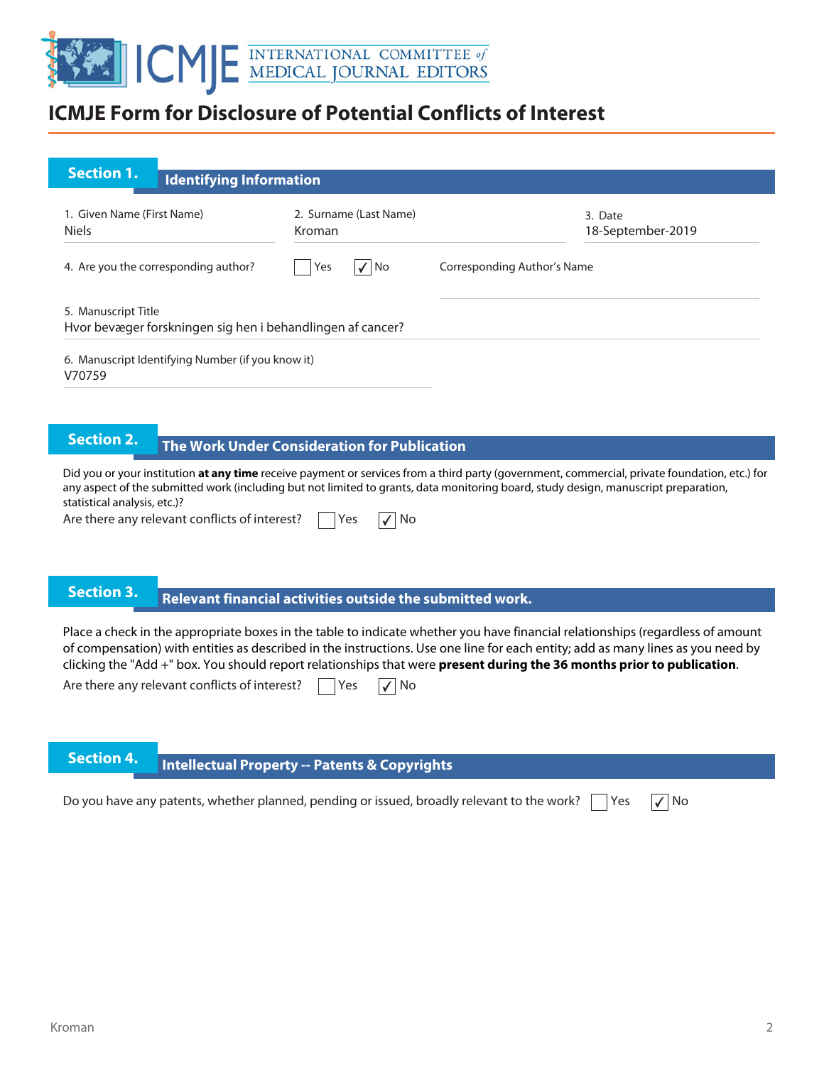# ICMJE Form for Disclosure of Potential Conflicts of Interest

## Section 1. Identifying Information

1. Given Name (First Name): Niels
2. Surname (Last Name): Kroman
3. Date: 18-September-2019

4. Are you the corresponding author? ☐ Yes ☑ No

Corresponding Author's Name

5. Manuscript Title
Hvor bevæger forskningen sig hen i behandlingen af cancer?

6. Manuscript Identifying Number (if you know it)
V70759

## Section 2. The Work Under Consideration for Publication

Did you or your institution **at any time** receive payment or services from a third party (government, commercial, private foundation, etc.) for any aspect of the submitted work (including but not limited to grants, data monitoring board, study design, manuscript preparation, statistical analysis, etc.)?

Are there any relevant conflicts of interest? ☐ Yes ☑ No

## Section 3. Relevant financial activities outside the submitted work.

Place a check in the appropriate boxes in the table to indicate whether you have financial relationships (regardless of amount of compensation) with entities as described in the instructions. Use one line for each entity; add as many lines as you need by clicking the "Add +" box. You should report relationships that were **present during the 36 months prior to publication**.

Are there any relevant conflicts of interest? ☐ Yes ☑ No

## Section 4. Intellectual Property -- Patents & Copyrights

Do you have any patents, whether planned, pending or issued, broadly relevant to the work? ☐ Yes ☑ No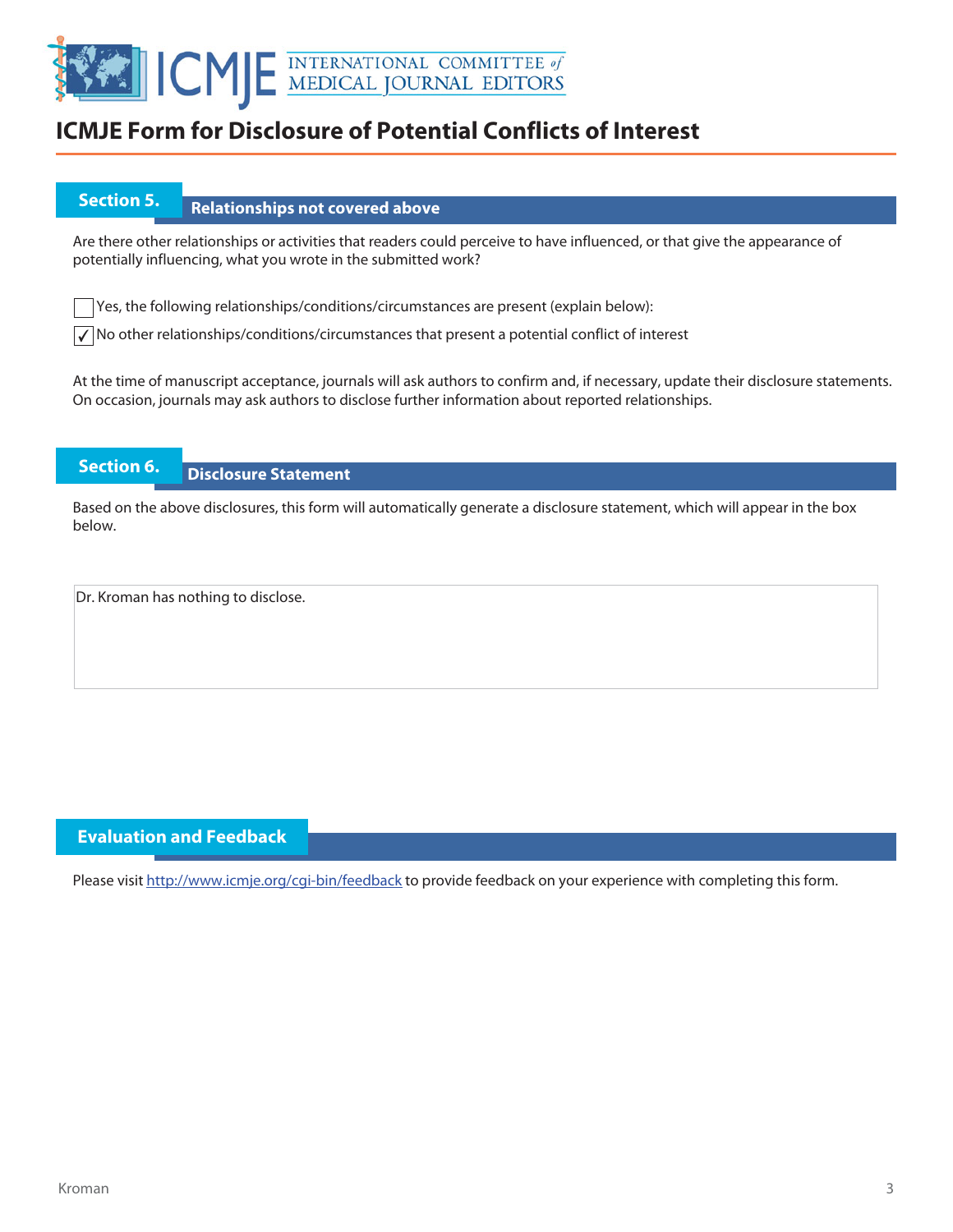# ICMJE Form for Disclosure of Potential Conflicts of Interest

## Section 5. Relationships not covered above

Are there other relationships or activities that readers could perceive to have influenced, or that give the appearance of potentially influencing, what you wrote in the submitted work?

☐ Yes, the following relationships/conditions/circumstances are present (explain below):

☑ No other relationships/conditions/circumstances that present a potential conflict of interest

At the time of manuscript acceptance, journals will ask authors to confirm and, if necessary, update their disclosure statements. On occasion, journals may ask authors to disclose further information about reported relationships.

## Section 6. Disclosure Statement

Based on the above disclosures, this form will automatically generate a disclosure statement, which will appear in the box below.

Dr. Kroman has nothing to disclose.

## Evaluation and Feedback

Please visit http://www.icmje.org/cgi-bin/feedback to provide feedback on your experience with completing this form.